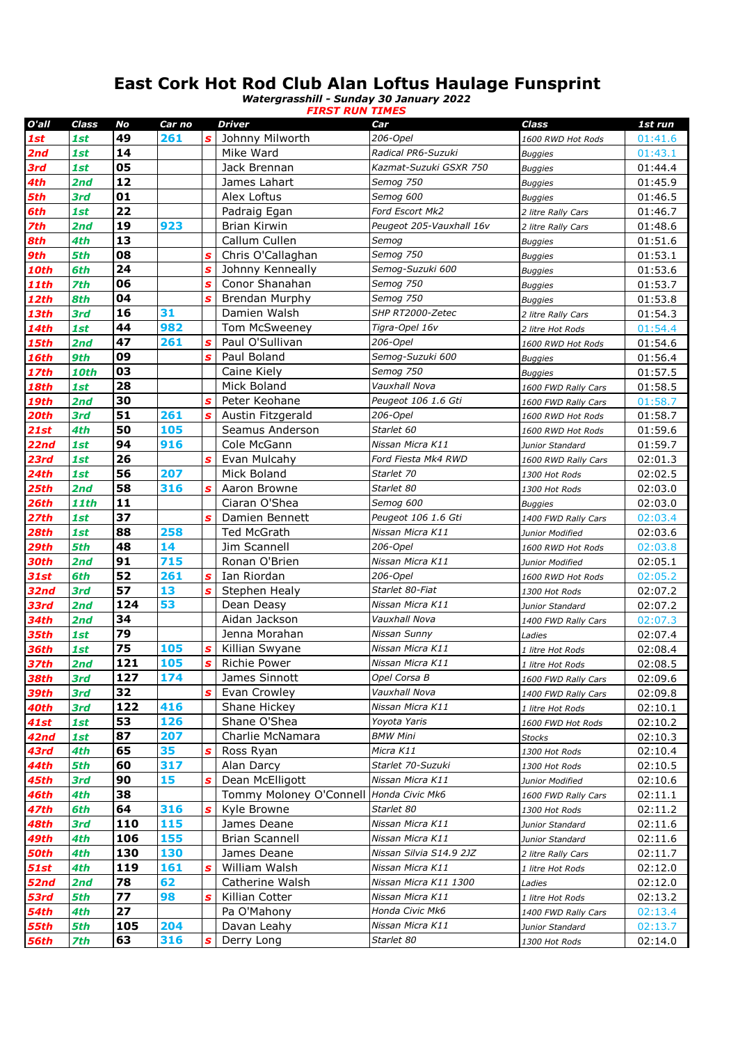# East Cork Hot Rod Club Alan Loftus Haulage Funsprint

***Watergrasshill - Sunday 30 January 2022***

***FIRST RUN TIMES***

| O'all | Class | No | Car no | | Driver | Car | Class | 1st run |
|---|---|---|---|---|---|---|---|---|
| 1st | 1st | 49 | 261 | s | Johnny Milworth | 206-Opel | 1600 RWD Hot Rods | 01:41.6 |
| 2nd | 1st | 14 | | | Mike Ward | Radical PR6-Suzuki | Buggies | 01:43.1 |
| 3rd | 1st | 05 | | | Jack Brennan | Kazmat-Suzuki GSXR 750 | Buggies | 01:44.4 |
| 4th | 2nd | 12 | | | James Lahart | Semog 750 | Buggies | 01:45.9 |
| 5th | 3rd | 01 | | | Alex Loftus | Semog 600 | Buggies | 01:46.5 |
| 6th | 1st | 22 | | | Padraig Egan | Ford Escort Mk2 | 2 litre Rally Cars | 01:46.7 |
| 7th | 2nd | 19 | 923 | | Brian Kirwin | Peugeot 205-Vauxhall 16v | 2 litre Rally Cars | 01:48.6 |
| 8th | 4th | 13 | | | Callum Cullen | Semog | Buggies | 01:51.6 |
| 9th | 5th | 08 | | s | Chris O'Callaghan | Semog 750 | Buggies | 01:53.1 |
| 10th | 6th | 24 | | s | Johnny Kenneally | Semog-Suzuki 600 | Buggies | 01:53.6 |
| 11th | 7th | 06 | | s | Conor Shanahan | Semog 750 | Buggies | 01:53.7 |
| 12th | 8th | 04 | | s | Brendan Murphy | Semog 750 | Buggies | 01:53.8 |
| 13th | 3rd | 16 | 31 | | Damien Walsh | SHP RT2000-Zetec | 2 litre Rally Cars | 01:54.3 |
| 14th | 1st | 44 | 982 | | Tom McSweeney | Tigra-Opel 16v | 2 litre Hot Rods | 01:54.4 |
| 15th | 2nd | 47 | 261 | s | Paul O'Sullivan | 206-Opel | 1600 RWD Hot Rods | 01:54.6 |
| 16th | 9th | 09 | | s | Paul Boland | Semog-Suzuki 600 | Buggies | 01:56.4 |
| 17th | 10th | 03 | | | Caine Kiely | Semog 750 | Buggies | 01:57.5 |
| 18th | 1st | 28 | | | Mick Boland | Vauxhall Nova | 1600 FWD Rally Cars | 01:58.5 |
| 19th | 2nd | 30 | | s | Peter Keohane | Peugeot 106 1.6 Gti | 1600 FWD Rally Cars | 01:58.7 |
| 20th | 3rd | 51 | 261 | s | Austin Fitzgerald | 206-Opel | 1600 RWD Hot Rods | 01:58.7 |
| 21st | 4th | 50 | 105 | | Seamus Anderson | Starlet 60 | 1600 RWD Hot Rods | 01:59.6 |
| 22nd | 1st | 94 | 916 | | Cole McGann | Nissan Micra K11 | Junior Standard | 01:59.7 |
| 23rd | 1st | 26 | | s | Evan Mulcahy | Ford Fiesta Mk4 RWD | 1600 RWD Rally Cars | 02:01.3 |
| 24th | 1st | 56 | 207 | | Mick Boland | Starlet 70 | 1300 Hot Rods | 02:02.5 |
| 25th | 2nd | 58 | 316 | s | Aaron Browne | Starlet 80 | 1300 Hot Rods | 02:03.0 |
| 26th | 11th | 11 | | | Ciaran O'Shea | Semog 600 | Buggies | 02:03.0 |
| 27th | 1st | 37 | | s | Damien Bennett | Peugeot 106 1.6 Gti | 1400 FWD Rally Cars | 02:03.4 |
| 28th | 1st | 88 | 258 | | Ted McGrath | Nissan Micra K11 | Junior Modified | 02:03.6 |
| 29th | 5th | 48 | 14 | | Jim Scannell | 206-Opel | 1600 RWD Hot Rods | 02:03.8 |
| 30th | 2nd | 91 | 715 | | Ronan O'Brien | Nissan Micra K11 | Junior Modified | 02:05.1 |
| 31st | 6th | 52 | 261 | s | Ian Riordan | 206-Opel | 1600 RWD Hot Rods | 02:05.2 |
| 32nd | 3rd | 57 | 13 | s | Stephen Healy | Starlet 80-Fiat | 1300 Hot Rods | 02:07.2 |
| 33rd | 2nd | 124 | 53 | | Dean Deasy | Nissan Micra K11 | Junior Standard | 02:07.2 |
| 34th | 2nd | 34 | | | Aidan Jackson | Vauxhall Nova | 1400 FWD Rally Cars | 02:07.3 |
| 35th | 1st | 79 | | | Jenna Morahan | Nissan Sunny | Ladies | 02:07.4 |
| 36th | 1st | 75 | 105 | s | Killian Swyane | Nissan Micra K11 | 1 litre Hot Rods | 02:08.4 |
| 37th | 2nd | 121 | 105 | s | Richie Power | Nissan Micra K11 | 1 litre Hot Rods | 02:08.5 |
| 38th | 3rd | 127 | 174 | | James Sinnott | Opel Corsa B | 1600 FWD Rally Cars | 02:09.6 |
| 39th | 3rd | 32 | | s | Evan Crowley | Vauxhall Nova | 1400 FWD Rally Cars | 02:09.8 |
| 40th | 3rd | 122 | 416 | | Shane Hickey | Nissan Micra K11 | 1 litre Hot Rods | 02:10.1 |
| 41st | 1st | 53 | 126 | | Shane O'Shea | Yoyota Yaris | 1600 FWD Hot Rods | 02:10.2 |
| 42nd | 1st | 87 | 207 | | Charlie McNamara | BMW Mini | Stocks | 02:10.3 |
| 43rd | 4th | 65 | 35 | s | Ross Ryan | Micra K11 | 1300 Hot Rods | 02:10.4 |
| 44th | 5th | 60 | 317 | | Alan Darcy | Starlet 70-Suzuki | 1300 Hot Rods | 02:10.5 |
| 45th | 3rd | 90 | 15 | s | Dean McElligott | Nissan Micra K11 | Junior Modified | 02:10.6 |
| 46th | 4th | 38 | | | Tommy Moloney O'Connell | Honda Civic Mk6 | 1600 FWD Rally Cars | 02:11.1 |
| 47th | 6th | 64 | 316 | s | Kyle Browne | Starlet 80 | 1300 Hot Rods | 02:11.2 |
| 48th | 3rd | 110 | 115 | | James Deane | Nissan Micra K11 | Junior Standard | 02:11.6 |
| 49th | 4th | 106 | 155 | | Brian Scannell | Nissan Micra K11 | Junior Standard | 02:11.6 |
| 50th | 4th | 130 | 130 | | James Deane | Nissan Silvia S14.9 2JZ | 2 litre Rally Cars | 02:11.7 |
| 51st | 4th | 119 | 161 | s | William Walsh | Nissan Micra K11 | 1 litre Hot Rods | 02:12.0 |
| 52nd | 2nd | 78 | 62 | | Catherine Walsh | Nissan Micra K11 1300 | Ladies | 02:12.0 |
| 53rd | 5th | 77 | 98 | s | Killian Cotter | Nissan Micra K11 | 1 litre Hot Rods | 02:13.2 |
| 54th | 4th | 27 | | | Pa O'Mahony | Honda Civic Mk6 | 1400 FWD Rally Cars | 02:13.4 |
| 55th | 5th | 105 | 204 | | Davan Leahy | Nissan Micra K11 | Junior Standard | 02:13.7 |
| 56th | 7th | 63 | 316 | s | Derry Long | Starlet 80 | 1300 Hot Rods | 02:14.0 |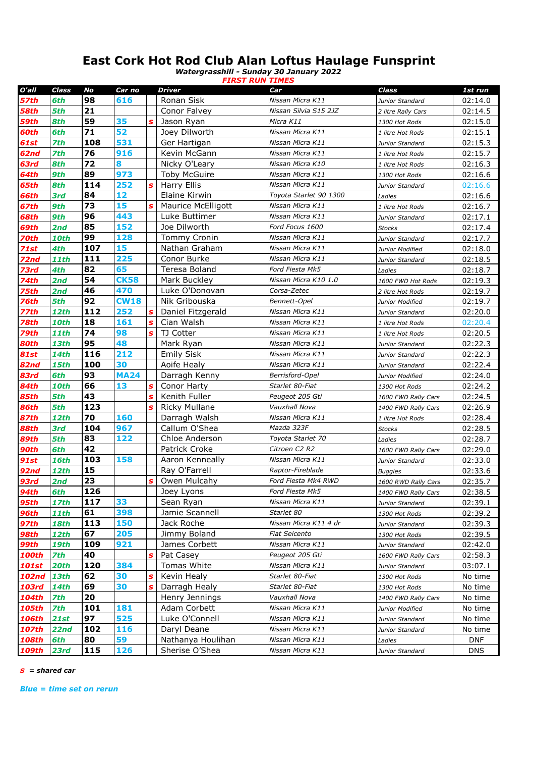# East Cork Hot Rod Club Alan Loftus Haulage Funsprint

***Watergrasshill - Sunday 30 January 2022***

***FIRST RUN TIMES***

| O'all | Class | No | Car no | | Driver | Car | Class | 1st run |
|---|---|---|---|---|---|---|---|---|
| 57th | 6th | 98 | 616 | | Ronan Sisk | Nissan Micra K11 | Junior Standard | 02:14.0 |
| 58th | 5th | 21 | | | Conor Falvey | Nissan Silvia S15 2JZ | 2 litre Rally Cars | 02:14.5 |
| 59th | 8th | 59 | 35 | s | Jason Ryan | Micra K11 | 1300 Hot Rods | 02:15.0 |
| 60th | 6th | 71 | 52 | | Joey Dilworth | Nissan Micra K11 | 1 litre Hot Rods | 02:15.1 |
| 61st | 7th | 108 | 531 | | Ger Hartigan | Nissan Micra K11 | Junior Standard | 02:15.3 |
| 62nd | 7th | 76 | 916 | | Kevin McGann | Nissan Micra K11 | 1 litre Hot Rods | 02:15.7 |
| 63rd | 8th | 72 | 8 | | Nicky O'Leary | Nissan Micra K10 | 1 litre Hot Rods | 02:16.3 |
| 64th | 9th | 89 | 973 | | Toby McGuire | Nissan Micra K11 | 1300 Hot Rods | 02:16.6 |
| 65th | 8th | 114 | 252 | s | Harry Ellis | Nissan Micra K11 | Junior Standard | 02:16.6 |
| 66th | 3rd | 84 | 12 | | Elaine Kirwin | Toyota Starlet 90 1300 | Ladies | 02:16.6 |
| 67th | 9th | 73 | 15 | s | Maurice McElligott | Nissan Micra K11 | 1 litre Hot Rods | 02:16.7 |
| 68th | 9th | 96 | 443 | | Luke Buttimer | Nissan Micra K11 | Junior Standard | 02:17.1 |
| 69th | 2nd | 85 | 152 | | Joe Dilworth | Ford Focus 1600 | Stocks | 02:17.4 |
| 70th | 10th | 99 | 128 | | Tommy Cronin | Nissan Micra K11 | Junior Standard | 02:17.7 |
| 71st | 4th | 107 | 15 | | Nathan Graham | Nissan Micra K11 | Junior Modified | 02:18.0 |
| 72nd | 11th | 111 | 225 | | Conor Burke | Nissan Micra K11 | Junior Standard | 02:18.5 |
| 73rd | 4th | 82 | 65 | | Teresa Boland | Ford Fiesta Mk5 | Ladies | 02:18.7 |
| 74th | 2nd | 54 | CK58 | | Mark Buckley | Nissan Micra K10 1.0 | 1600 FWD Hot Rods | 02:19.3 |
| 75th | 2nd | 46 | 470 | | Luke O'Donovan | Corsa-Zetec | 2 litre Hot Rods | 02:19.7 |
| 76th | 5th | 92 | CW18 | | Nik Gribouska | Bennett-Opel | Junior Modified | 02:19.7 |
| 77th | 12th | 112 | 252 | s | Daniel Fitzgerald | Nissan Micra K11 | Junior Standard | 02:20.0 |
| 78th | 10th | 18 | 161 | s | Cian Walsh | Nissan Micra K11 | 1 litre Hot Rods | 02:20.4 |
| 79th | 11th | 74 | 98 | s | TJ Cotter | Nissan Micra K11 | 1 litre Hot Rods | 02:20.5 |
| 80th | 13th | 95 | 48 | | Mark Ryan | Nissan Micra K11 | Junior Standard | 02:22.3 |
| 81st | 14th | 116 | 212 | | Emily Sisk | Nissan Micra K11 | Junior Standard | 02:22.3 |
| 82nd | 15th | 100 | 30 | | Aoife Healy | Nissan Micra K11 | Junior Standard | 02:22.4 |
| 83rd | 6th | 93 | MA24 | | Darragh Kenny | Berrisford-Opel | Junior Modified | 02:24.0 |
| 84th | 10th | 66 | 13 | s | Conor Harty | Starlet 80-Fiat | 1300 Hot Rods | 02:24.2 |
| 85th | 5th | 43 | | s | Kenith Fuller | Peugeot 205 Gti | 1600 FWD Rally Cars | 02:24.5 |
| 86th | 5th | 123 | | s | Ricky Mullane | Vauxhall Nova | 1400 FWD Rally Cars | 02:26.9 |
| 87th | 12th | 70 | 160 | | Darragh Walsh | Nissan Micra K11 | 1 litre Hot Rods | 02:28.4 |
| 88th | 3rd | 104 | 967 | | Callum O'Shea | Mazda 323F | Stocks | 02:28.5 |
| 89th | 5th | 83 | 122 | | Chloe Anderson | Toyota Starlet 70 | Ladies | 02:28.7 |
| 90th | 6th | 42 | | | Patrick Croke | Citroen C2 R2 | 1600 FWD Rally Cars | 02:29.0 |
| 91st | 16th | 103 | 158 | | Aaron Kenneally | Nissan Micra K11 | Junior Standard | 02:33.0 |
| 92nd | 12th | 15 | | | Ray O'Farrell | Raptor-Fireblade | Buggies | 02:33.6 |
| 93rd | 2nd | 23 | | s | Owen Mulcahy | Ford Fiesta Mk4 RWD | 1600 RWD Rally Cars | 02:35.7 |
| 94th | 6th | 126 | | | Joey Lyons | Ford Fiesta Mk5 | 1400 FWD Rally Cars | 02:38.5 |
| 95th | 17th | 117 | 33 | | Sean Ryan | Nissan Micra K11 | Junior Standard | 02:39.1 |
| 96th | 11th | 61 | 398 | | Jamie Scannell | Starlet 80 | 1300 Hot Rods | 02:39.2 |
| 97th | 18th | 113 | 150 | | Jack Roche | Nissan Micra K11 4 dr | Junior Standard | 02:39.3 |
| 98th | 12th | 67 | 205 | | Jimmy Boland | Fiat Seicento | 1300 Hot Rods | 02:39.5 |
| 99th | 19th | 109 | 921 | | James Corbett | Nissan Micra K11 | Junior Standard | 02:42.0 |
| 100th | 7th | 40 | | s | Pat Casey | Peugeot 205 Gti | 1600 FWD Rally Cars | 02:58.3 |
| 101st | 20th | 120 | 384 | | Tomas White | Nissan Micra K11 | Junior Standard | 03:07.1 |
| 102nd | 13th | 62 | 30 | s | Kevin Healy | Starlet 80-Fiat | 1300 Hot Rods | No time |
| 103rd | 14th | 69 | 30 | s | Darragh Healy | Starlet 80-Fiat | 1300 Hot Rods | No time |
| 104th | 7th | 20 | | | Henry Jennings | Vauxhall Nova | 1400 FWD Rally Cars | No time |
| 105th | 7th | 101 | 181 | | Adam Corbett | Nissan Micra K11 | Junior Modified | No time |
| 106th | 21st | 97 | 525 | | Luke O'Connell | Nissan Micra K11 | Junior Standard | No time |
| 107th | 22nd | 102 | 116 | | Daryl Deane | Nissan Micra K11 | Junior Standard | No time |
| 108th | 6th | 80 | 59 | | Nathanya Houlihan | Nissan Micra K11 | Ladies | DNF |
| 109th | 23rd | 115 | 126 | | Sherise O'Shea | Nissan Micra K11 | Junior Standard | DNS |

***s = shared car***

***Blue = time set on rerun***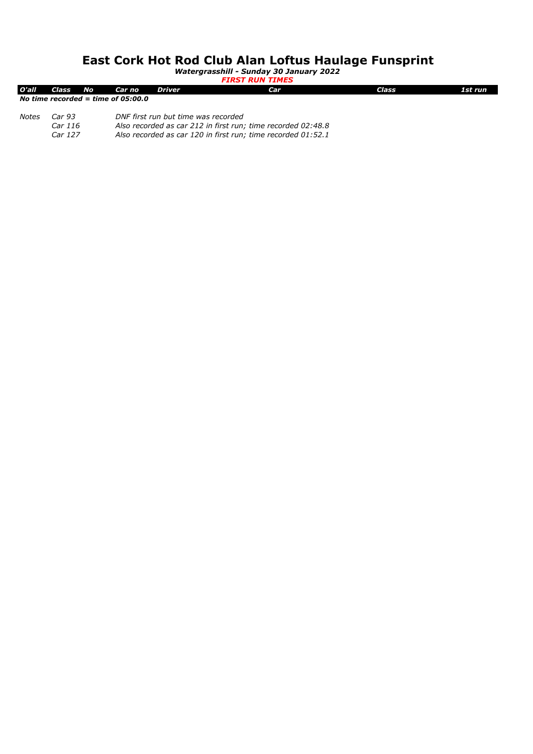# East Cork Hot Rod Club Alan Loftus Haulage Funsprint

***Watergrasshill - Sunday 30 January 2022***

***FIRST RUN TIMES***

| O'all | Class | No | Car no | Driver | Car | Class | 1st run |
|---|---|---|---|---|---|---|---|

***No time recorded = time of 05:00.0***

| | | |
|---|---|---|
| *Notes* | *Car 93* | *DNF first run but time was recorded* |
| | *Car 116* | *Also recorded as car 212 in first run; time recorded 02:48.8* |
| | *Car 127* | *Also recorded as car 120 in first run; time recorded 01:52.1* |